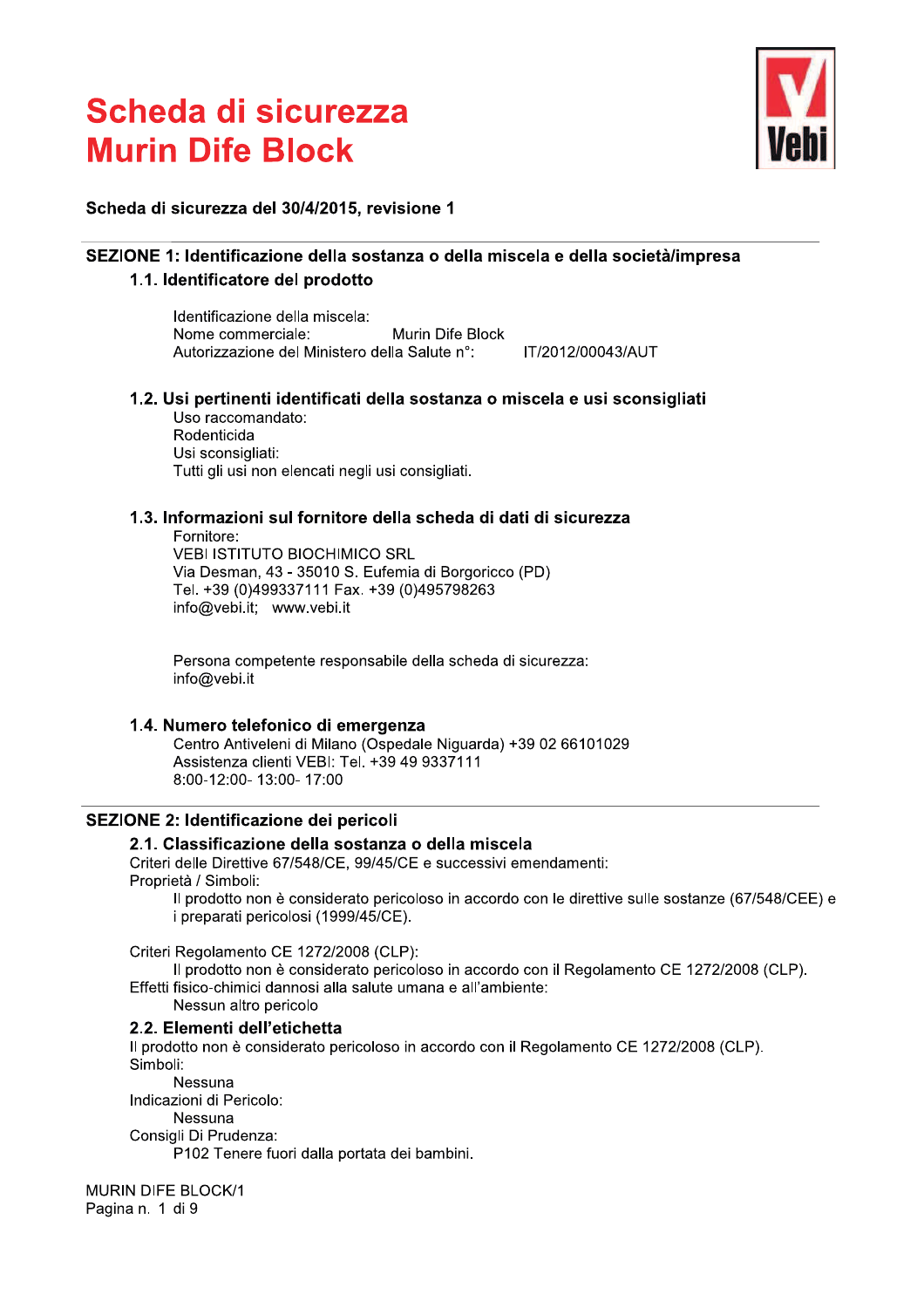# Scheda di sicurezza
# Murin Dife Block

**Scheda di sicurezza del 30/4/2015, revisione 1**

## SEZIONE 1: Identificazione della sostanza o della miscela e della società/impresa

### 1.1. Identificatore del prodotto

Identificazione della miscela:
Nome commerciale: Murin Dife Block
Autorizzazione del Ministero della Salute n°: IT/2012/00043/AUT

### 1.2. Usi pertinenti identificati della sostanza o miscela e usi sconsigliati

Uso raccomandato:
Rodenticida
Usi sconsigliati:
Tutti gli usi non elencati negli usi consigliati.

### 1.3. Informazioni sul fornitore della scheda di dati di sicurezza

Fornitore:
VEBI ISTITUTO BIOCHIMICO SRL
Via Desman, 43 - 35010 S. Eufemia di Borgoricco (PD)
Tel. +39 (0)499337111 Fax. +39 (0)495798263
info@vebi.it; www.vebi.it

Persona competente responsabile della scheda di sicurezza:
info@vebi.it

### 1.4. Numero telefonico di emergenza

Centro Antiveleni di Milano (Ospedale Niguarda) +39 02 66101029
Assistenza clienti VEBI: Tel. +39 49 9337111
8:00-12:00- 13:00- 17:00

## SEZIONE 2: Identificazione dei pericoli

### 2.1. Classificazione della sostanza o della miscela

Criteri delle Direttive 67/548/CE, 99/45/CE e successivi emendamenti:
Proprietà / Simboli:
Il prodotto non è considerato pericoloso in accordo con le direttive sulle sostanze (67/548/CEE) e i preparati pericolosi (1999/45/CE).

Criteri Regolamento CE 1272/2008 (CLP):
Il prodotto non è considerato pericoloso in accordo con il Regolamento CE 1272/2008 (CLP).
Effetti fisico-chimici dannosi alla salute umana e all'ambiente:
Nessun altro pericolo

### 2.2. Elementi dell'etichetta

Il prodotto non è considerato pericoloso in accordo con il Regolamento CE 1272/2008 (CLP).
Simboli:
Nessuna
Indicazioni di Pericolo:
Nessuna
Consigli Di Prudenza:
P102 Tenere fuori dalla portata dei bambini.

MURIN DIFE BLOCK/1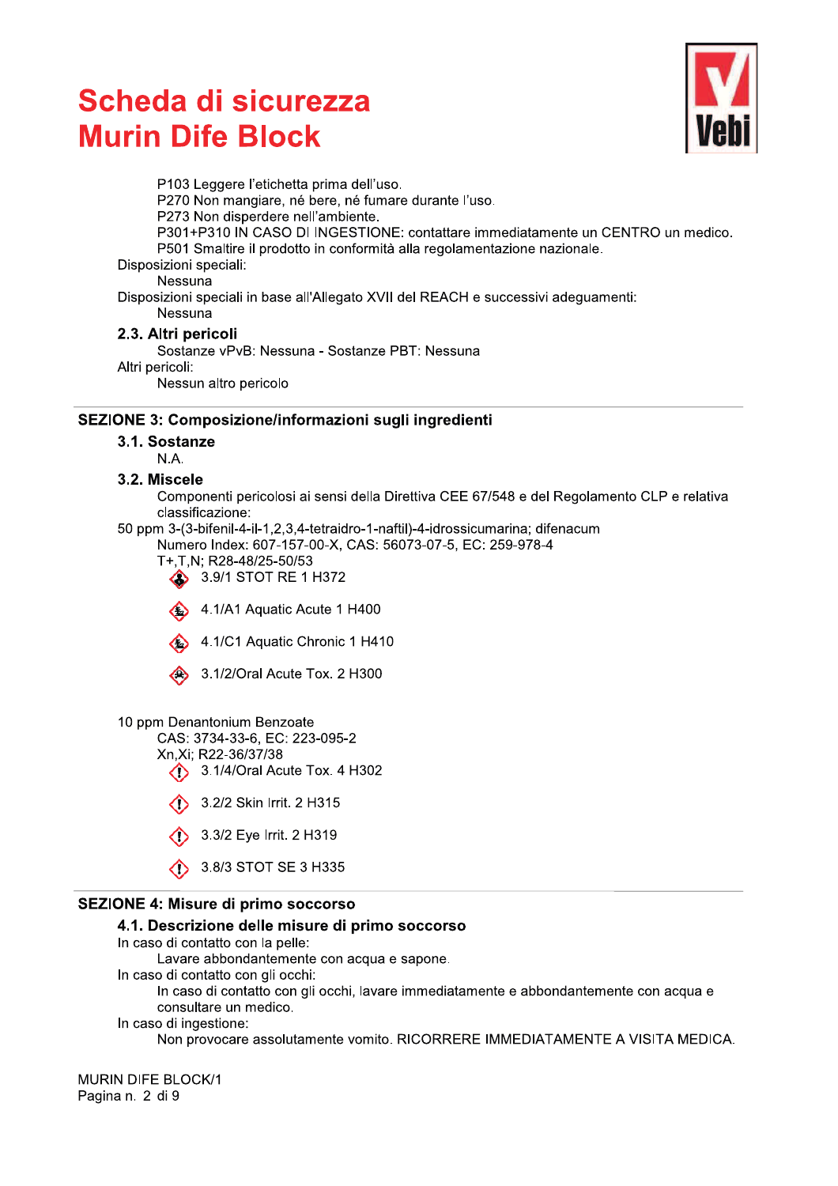P103 Leggere l'etichetta prima dell'uso.
P270 Non mangiare, né bere, né fumare durante l'uso.
P273 Non disperdere nell'ambiente.
P301+P310 IN CASO DI INGESTIONE: contattare immediatamente un CENTRO un medico.
P501 Smaltire il prodotto in conformità alla regolamentazione nazionale.

Disposizioni speciali:

Nessuna

Disposizioni speciali in base all'Allegato XVII del REACH e successivi adeguamenti:

Nessuna

### 2.3. Altri pericoli

Sostanze vPvB: Nessuna - Sostanze PBT: Nessuna

Altri pericoli:

Nessun altro pericolo

## SEZIONE 3: Composizione/informazioni sugli ingredienti

### 3.1. Sostanze

N.A.

### 3.2. Miscele

Componenti pericolosi ai sensi della Direttiva CEE 67/548 e del Regolamento CLP e relativa classificazione:

50 ppm 3-(3-bifenil-4-il-1,2,3,4-tetraidro-1-naftil)-4-idrossicumarina; difenacum

Numero Index: 607-157-00-X, CAS: 56073-07-5, EC: 259-978-4

T+,T,N; R28-48/25-50/53

3.9/1 STOT RE 1 H372

4.1/A1 Aquatic Acute 1 H400

4.1/C1 Aquatic Chronic 1 H410

3.1/2/Oral Acute Tox. 2 H300

10 ppm Denantonium Benzoate

CAS: 3734-33-6, EC: 223-095-2

Xn,Xi; R22-36/37/38

3.1/4/Oral Acute Tox. 4 H302

3.2/2 Skin Irrit. 2 H315

3.3/2 Eye Irrit. 2 H319

3.8/3 STOT SE 3 H335

## SEZIONE 4: Misure di primo soccorso

### 4.1. Descrizione delle misure di primo soccorso

In caso di contatto con la pelle:

Lavare abbondantemente con acqua e sapone.

In caso di contatto con gli occhi:

In caso di contatto con gli occhi, lavare immediatamente e abbondantemente con acqua e consultare un medico.

In caso di ingestione:

Non provocare assolutamente vomito. RICORRERE IMMEDIATAMENTE A VISITA MEDICA.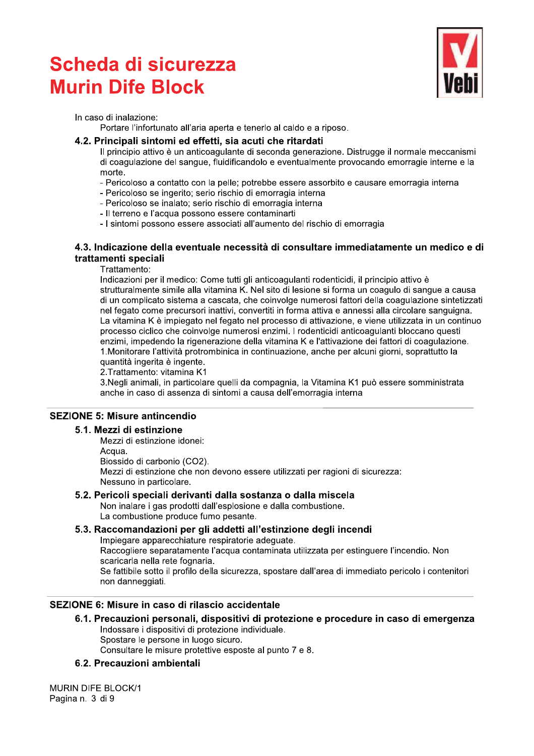In caso di inalazione:

Portare l'infortunato all'aria aperta e tenerlo al caldo e a riposo.

### 4.2. Principali sintomi ed effetti, sia acuti che ritardati

Il principio attivo è un anticoagulante di seconda generazione. Distrugge il normale meccanismi di coagulazione del sangue, fluidificandolo e eventualmente provocando emorragie interne e la morte.

- Pericoloso a contatto con la pelle; potrebbe essere assorbito e causare emorragia interna
- Pericoloso se ingerito; serio rischio di emorragia interna
- Pericoloso se inalato; serio rischio di emorragia interna
- Il terreno e l'acqua possono essere contaminarti
- I sintomi possono essere associati all'aumento del rischio di emorragia

### 4.3. Indicazione della eventuale necessità di consultare immediatamente un medico e di trattamenti speciali

Trattamento:

Indicazioni per il medico: Come tutti gli anticoagulanti rodenticidi, il principio attivo è strutturalmente simile alla vitamina K. Nel sito di lesione si forma un coagulo di sangue a causa di un complicato sistema a cascata, che coinvolge numerosi fattori della coagulazione sintetizzati nel fegato come precursori inattivi, convertiti in forma attiva e annessi alla circolare sanguigna. La vitamina K è impiegato nel fegato nel processo di attivazione, e viene utilizzata in un continuo processo ciclico che coinvolge numerosi enzimi. I rodenticidi anticoagulanti bloccano questi enzimi, impedendo la rigenerazione della vitamina K e l'attivazione dei fattori di coagulazione.

1.Monitorare l'attività protrombinica in continuazione, anche per alcuni giorni, soprattutto la quantità ingerita è ingente.

2.Trattamento: vitamina K1

3.Negli animali, in particolare quelli da compagnia, la Vitamina K1 può essere somministrata anche in caso di assenza di sintomi a causa dell'emorragia interna

## SEZIONE 5: Misure antincendio

### 5.1. Mezzi di estinzione

Mezzi di estinzione idonei:

Acqua.

Biossido di carbonio ($CO_2$).

Mezzi di estinzione che non devono essere utilizzati per ragioni di sicurezza:

Nessuno in particolare.

### 5.2. Pericoli speciali derivanti dalla sostanza o dalla miscela

Non inalare i gas prodotti dall'esplosione e dalla combustione.

La combustione produce fumo pesante.

### 5.3. Raccomandazioni per gli addetti all'estinzione degli incendi

Impiegare apparecchiature respiratorie adeguate.

Raccogliere separatamente l'acqua contaminata utilizzata per estinguere l'incendio. Non scaricarla nella rete fognaria.

Se fattibile sotto il profilo della sicurezza, spostare dall'area di immediato pericolo i contenitori non danneggiati.

## SEZIONE 6: Misure in caso di rilascio accidentale

### 6.1. Precauzioni personali, dispositivi di protezione e procedure in caso di emergenza

Indossare i dispositivi di protezione individuale.

Spostare le persone in luogo sicuro.

Consultare le misure protettive esposte al punto 7 e 8.

### 6.2. Precauzioni ambientali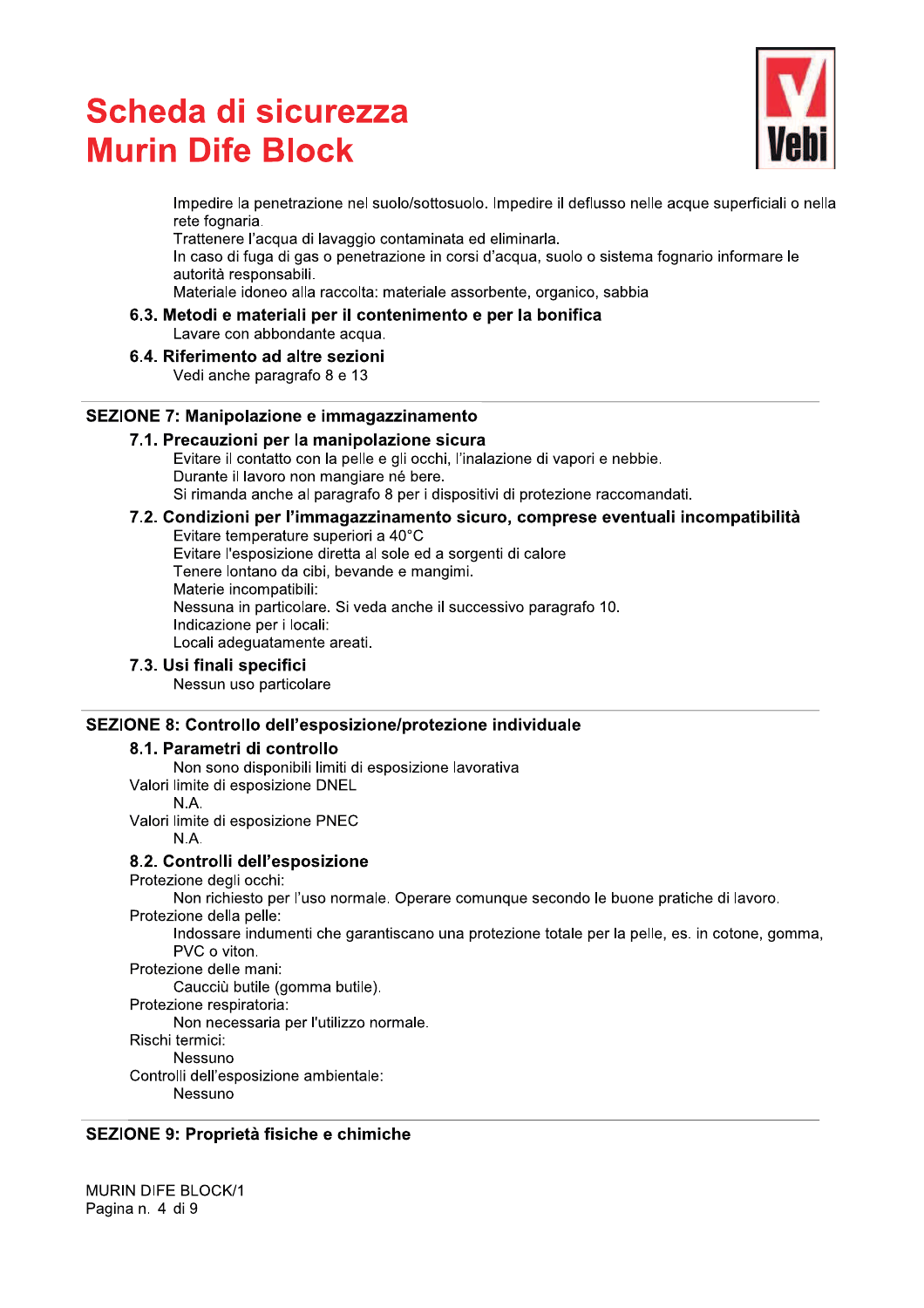Impedire la penetrazione nel suolo/sottosuolo. Impedire il deflusso nelle acque superficiali o nella rete fognaria.
Trattenere l'acqua di lavaggio contaminata ed eliminarla.
In caso di fuga di gas o penetrazione in corsi d'acqua, suolo o sistema fognario informare le autorità responsabili.
Materiale idoneo alla raccolta: materiale assorbente, organico, sabbia

### 6.3. Metodi e materiali per il contenimento e per la bonifica

Lavare con abbondante acqua.

### 6.4. Riferimento ad altre sezioni

Vedi anche paragrafo 8 e 13

## SEZIONE 7: Manipolazione e immagazzinamento

### 7.1. Precauzioni per la manipolazione sicura

Evitare il contatto con la pelle e gli occhi, l'inalazione di vapori e nebbie.
Durante il lavoro non mangiare né bere.
Si rimanda anche al paragrafo 8 per i dispositivi di protezione raccomandati.

### 7.2. Condizioni per l'immagazzinamento sicuro, comprese eventuali incompatibilità

Evitare temperature superiori a 40°C
Evitare l'esposizione diretta al sole ed a sorgenti di calore
Tenere lontano da cibi, bevande e mangimi.
Materie incompatibili:
Nessuna in particolare. Si veda anche il successivo paragrafo 10.
Indicazione per i locali:
Locali adeguatamente areati.

### 7.3. Usi finali specifici

Nessun uso particolare

## SEZIONE 8: Controllo dell'esposizione/protezione individuale

### 8.1. Parametri di controllo

Non sono disponibili limiti di esposizione lavorativa

Valori limite di esposizione DNEL
N.A.

Valori limite di esposizione PNEC
N.A.

### 8.2. Controlli dell'esposizione

Protezione degli occhi:
Non richiesto per l'uso normale. Operare comunque secondo le buone pratiche di lavoro.

Protezione della pelle:
Indossare indumenti che garantiscano una protezione totale per la pelle, es. in cotone, gomma, PVC o viton.

Protezione delle mani:
Caucciù butile (gomma butile).

Protezione respiratoria:
Non necessaria per l'utilizzo normale.

Rischi termici:
Nessuno

Controlli dell'esposizione ambientale:
Nessuno

## SEZIONE 9: Proprietà fisiche e chimiche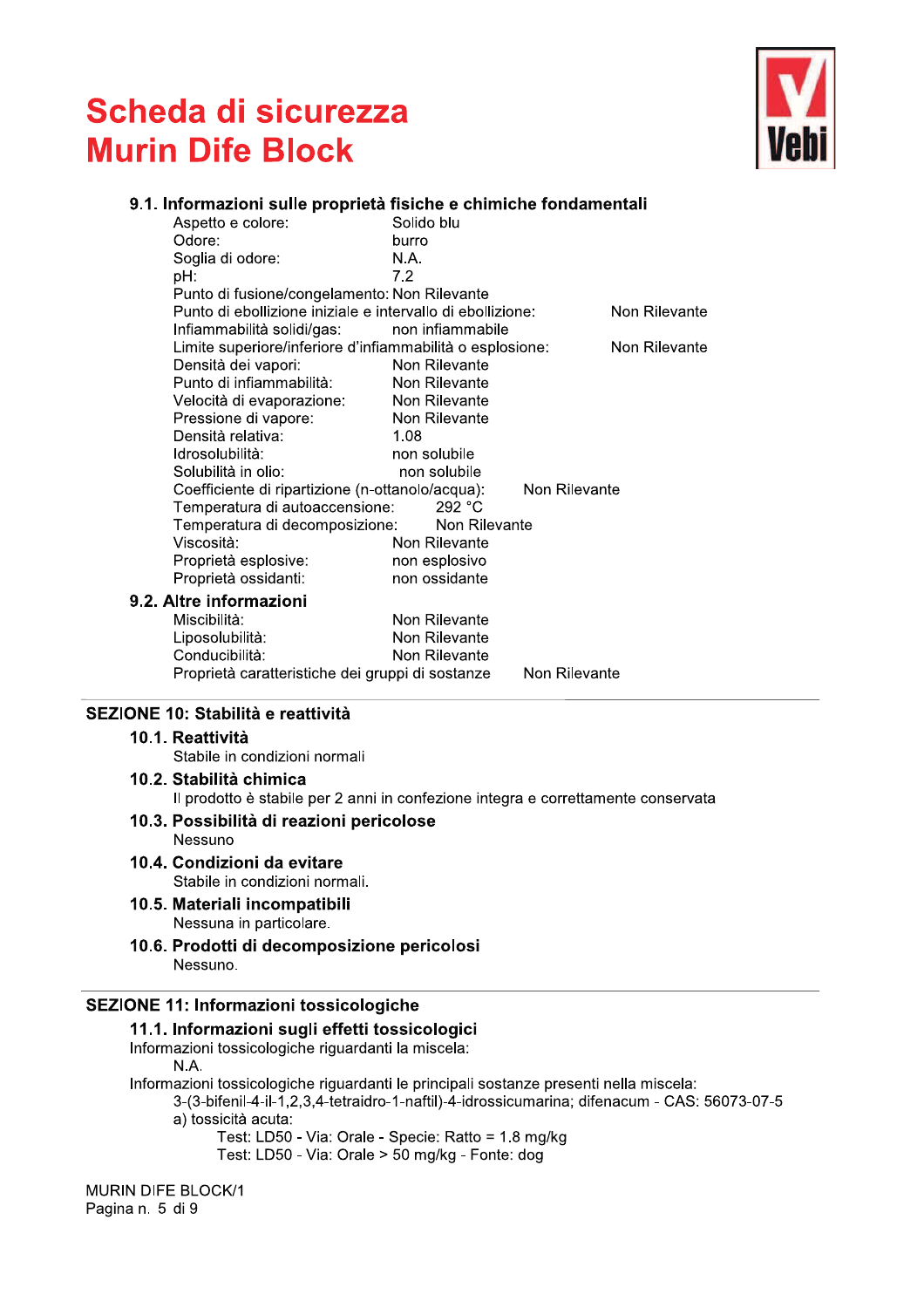### 9.1. Informazioni sulle proprietà fisiche e chimiche fondamentali

| | |
|---|---|
| Aspetto e colore: | Solido blu |
| Odore: | burro |
| Soglia di odore: | N.A. |
| pH: | 7.2 |
| Punto di fusione/congelamento: | Non Rilevante |
| Punto di ebollizione iniziale e intervallo di ebollizione: | Non Rilevante |
| Infiammabilità solidi/gas: | non infiammabile |
| Limite superiore/inferiore d'infiammabilità o esplosione: | Non Rilevante |
| Densità dei vapori: | Non Rilevante |
| Punto di infiammabilità: | Non Rilevante |
| Velocità di evaporazione: | Non Rilevante |
| Pressione di vapore: | Non Rilevante |
| Densità relativa: | 1.08 |
| Idrosolubilità: | non solubile |
| Solubilità in olio: | non solubile |
| Coefficiente di ripartizione (n-ottanolo/acqua): | Non Rilevante |
| Temperatura di autoaccensione: | 292 °C |
| Temperatura di decomposizione: | Non Rilevante |
| Viscosità: | Non Rilevante |
| Proprietà esplosive: | non esplosivo |
| Proprietà ossidanti: | non ossidante |

### 9.2. Altre informazioni

| | |
|---|---|
| Miscibilità: | Non Rilevante |
| Liposolubilità: | Non Rilevante |
| Conducibilità: | Non Rilevante |
| Proprietà caratteristiche dei gruppi di sostanze | Non Rilevante |

## SEZIONE 10: Stabilità e reattività

### 10.1. Reattività

Stabile in condizioni normali

### 10.2. Stabilità chimica

Il prodotto è stabile per 2 anni in confezione integra e correttamente conservata

### 10.3. Possibilità di reazioni pericolose

Nessuno

### 10.4. Condizioni da evitare

Stabile in condizioni normali.

### 10.5. Materiali incompatibili

Nessuna in particolare.

### 10.6. Prodotti di decomposizione pericolosi

Nessuno.

## SEZIONE 11: Informazioni tossicologiche

### 11.1. Informazioni sugli effetti tossicologici

Informazioni tossicologiche riguardanti la miscela:

N.A.

Informazioni tossicologiche riguardanti le principali sostanze presenti nella miscela:

3-(3-bifenil-4-il-1,2,3,4-tetraidro-1-naftil)-4-idrossicumarina; difenacum - CAS: 56073-07-5

a) tossicità acuta:

Test: LD50 - Via: Orale - Specie: Ratto = 1.8 mg/kg

Test: LD50 - Via: Orale > 50 mg/kg - Fonte: dog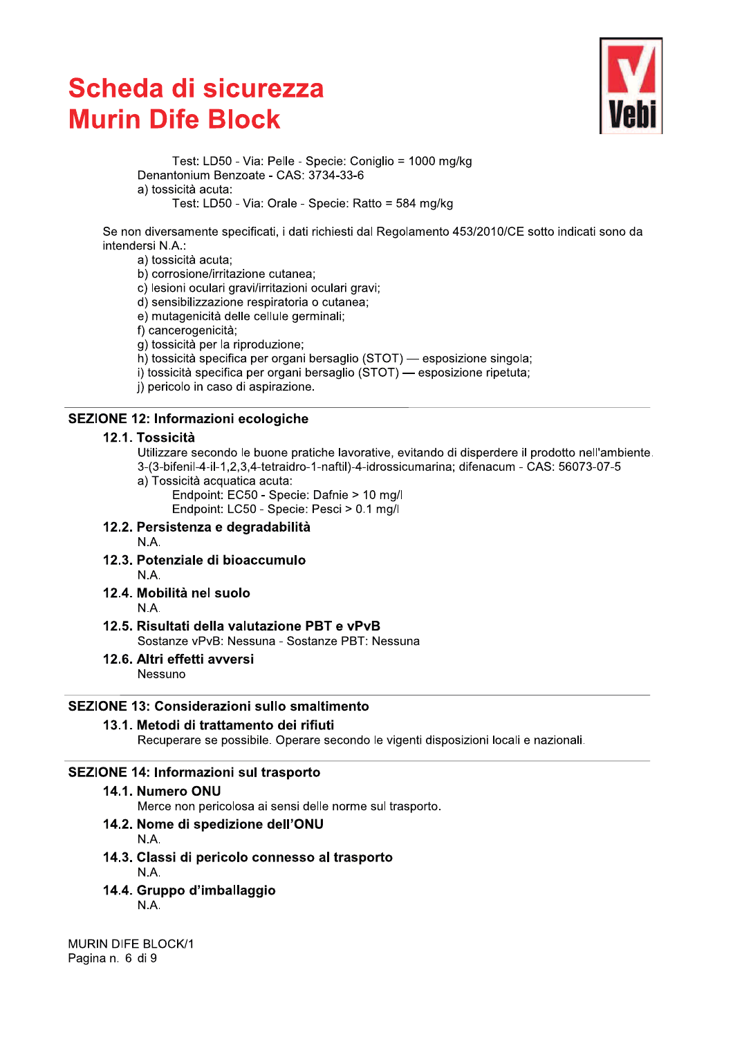Test: LD50 - Via: Pelle - Specie: Coniglio = 1000 mg/kg

Denantonium Benzoate - CAS: 3734-33-6

a) tossicità acuta:

Test: LD50 - Via: Orale - Specie: Ratto = 584 mg/kg

Se non diversamente specificati, i dati richiesti dal Regolamento 453/2010/CE sotto indicati sono da intendersi N.A.:

a) tossicità acuta;
b) corrosione/irritazione cutanea;
c) lesioni oculari gravi/irritazioni oculari gravi;
d) sensibilizzazione respiratoria o cutanea;
e) mutagenicità delle cellule germinali;
f) cancerogenicità;
g) tossicità per la riproduzione;
h) tossicità specifica per organi bersaglio (STOT) — esposizione singola;
i) tossicità specifica per organi bersaglio (STOT) — esposizione ripetuta;
j) pericolo in caso di aspirazione.

## SEZIONE 12: Informazioni ecologiche

### 12.1. Tossicità

Utilizzare secondo le buone pratiche lavorative, evitando di disperdere il prodotto nell'ambiente.

3-(3-bifenil-4-il-1,2,3,4-tetraidro-1-naftil)-4-idrossicumarina; difenacum - CAS: 56073-07-5

a) Tossicità acquatica acuta:

Endpoint: EC50 - Specie: Dafnie > 10 mg/l

Endpoint: LC50 - Specie: Pesci > 0.1 mg/l

### 12.2. Persistenza e degradabilità

N.A.

### 12.3. Potenziale di bioaccumulo

N.A.

### 12.4. Mobilità nel suolo

N.A.

### 12.5. Risultati della valutazione PBT e vPvB

Sostanze vPvB: Nessuna - Sostanze PBT: Nessuna

### 12.6. Altri effetti avversi

Nessuno

## SEZIONE 13: Considerazioni sullo smaltimento

### 13.1. Metodi di trattamento dei rifiuti

Recuperare se possibile. Operare secondo le vigenti disposizioni locali e nazionali.

## SEZIONE 14: Informazioni sul trasporto

### 14.1. Numero ONU

Merce non pericolosa ai sensi delle norme sul trasporto.

### 14.2. Nome di spedizione dell'ONU

N.A.

### 14.3. Classi di pericolo connesso al trasporto

N.A.

### 14.4. Gruppo d'imballaggio

N.A.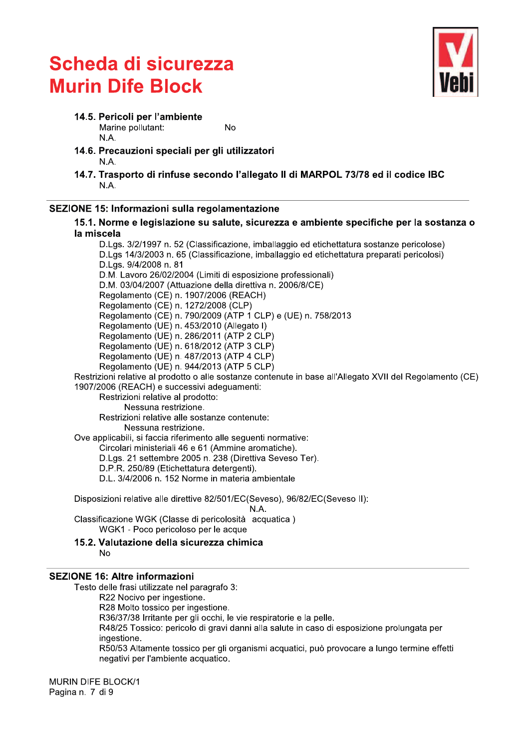### 14.5. Pericoli per l'ambiente

Marine pollutant: No

N.A.

### 14.6. Precauzioni speciali per gli utilizzatori

N.A.

### 14.7. Trasporto di rinfuse secondo l'allegato II di MARPOL 73/78 ed il codice IBC

N.A.

## SEZIONE 15: Informazioni sulla regolamentazione

### 15.1. Norme e legislazione su salute, sicurezza e ambiente specifiche per la sostanza o la miscela

D.Lgs. 3/2/1997 n. 52 (Classificazione, imballaggio ed etichettatura sostanze pericolose)
D.Lgs 14/3/2003 n. 65 (Classificazione, imballaggio ed etichettatura preparati pericolosi)
D.Lgs. 9/4/2008 n. 81
D.M. Lavoro 26/02/2004 (Limiti di esposizione professionali)
D.M. 03/04/2007 (Attuazione della direttiva n. 2006/8/CE)
Regolamento (CE) n. 1907/2006 (REACH)
Regolamento (CE) n. 1272/2008 (CLP)
Regolamento (CE) n. 790/2009 (ATP 1 CLP) e (UE) n. 758/2013
Regolamento (UE) n. 453/2010 (Allegato I)
Regolamento (UE) n. 286/2011 (ATP 2 CLP)
Regolamento (UE) n. 618/2012 (ATP 3 CLP)
Regolamento (UE) n. 487/2013 (ATP 4 CLP)
Regolamento (UE) n. 944/2013 (ATP 5 CLP)

Restrizioni relative al prodotto o alle sostanze contenute in base all'Allegato XVII del Regolamento (CE) 1907/2006 (REACH) e successivi adeguamenti:

Restrizioni relative al prodotto:
Nessuna restrizione.

Restrizioni relative alle sostanze contenute:
Nessuna restrizione.

Ove applicabili, si faccia riferimento alle seguenti normative:

Circolari ministeriali 46 e 61 (Ammine aromatiche).
D.Lgs. 21 settembre 2005 n. 238 (Direttiva Seveso Ter).
D.P.R. 250/89 (Etichettatura detergenti).
D.L. 3/4/2006 n. 152 Norme in materia ambientale

Disposizioni relative alle direttive 82/501/EC(Seveso), 96/82/EC(Seveso II):
N.A.

Classificazione WGK (Classe di pericolosità acquatica )
WGK1 - Poco pericoloso per le acque

### 15.2. Valutazione della sicurezza chimica

No

## SEZIONE 16: Altre informazioni

Testo delle frasi utilizzate nel paragrafo 3:

R22 Nocivo per ingestione.
R28 Molto tossico per ingestione.
R36/37/38 Irritante per gli occhi, le vie respiratorie e la pelle.
R48/25 Tossico: pericolo di gravi danni alla salute in caso di esposizione prolungata per ingestione.
R50/53 Altamente tossico per gli organismi acquatici, può provocare a lungo termine effetti negativi per l'ambiente acquatico.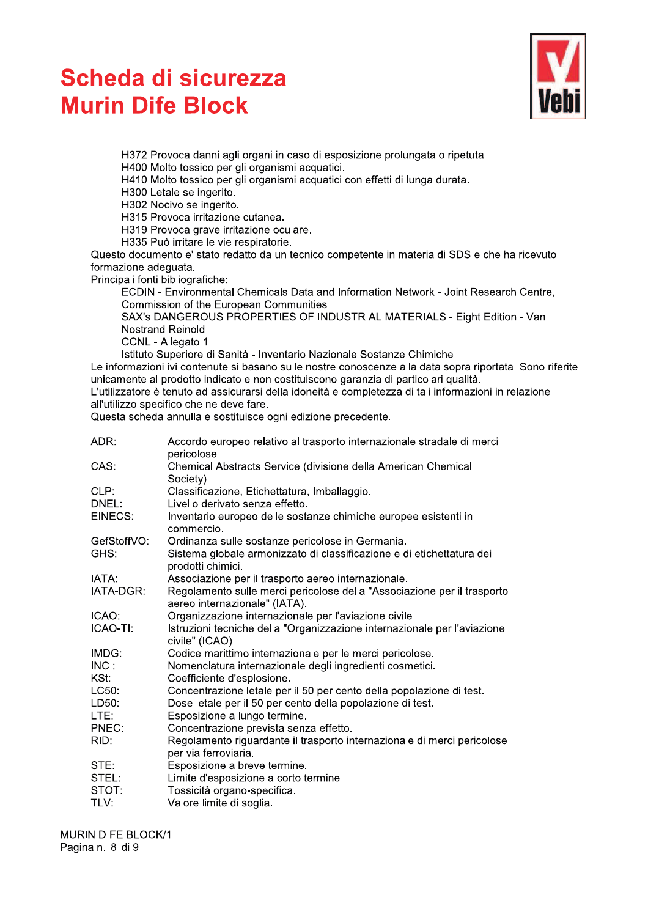H372 Provoca danni agli organi in caso di esposizione prolungata o ripetuta.
H400 Molto tossico per gli organismi acquatici.
H410 Molto tossico per gli organismi acquatici con effetti di lunga durata.
H300 Letale se ingerito.
H302 Nocivo se ingerito.
H315 Provoca irritazione cutanea.
H319 Provoca grave irritazione oculare.
H335 Può irritare le vie respiratorie.

Questo documento e' stato redatto da un tecnico competente in materia di SDS e che ha ricevuto formazione adeguata.

Principali fonti bibliografiche:

ECDIN - Environmental Chemicals Data and Information Network - Joint Research Centre, Commission of the European Communities
SAX's DANGEROUS PROPERTIES OF INDUSTRIAL MATERIALS - Eight Edition - Van Nostrand Reinold
CCNL - Allegato 1
Istituto Superiore di Sanità - Inventario Nazionale Sostanze Chimiche

Le informazioni ivi contenute si basano sulle nostre conoscenze alla data sopra riportata. Sono riferite unicamente al prodotto indicato e non costituiscono garanzia di particolari qualità.
L'utilizzatore è tenuto ad assicurarsi della idoneità e completezza di tali informazioni in relazione all'utilizzo specifico che ne deve fare.
Questa scheda annulla e sostituisce ogni edizione precedente.

| | |
|---|---|
| ADR: | Accordo europeo relativo al trasporto internazionale stradale di merci pericolose. |
| CAS: | Chemical Abstracts Service (divisione della American Chemical Society). |
| CLP: | Classificazione, Etichettatura, Imballaggio. |
| DNEL: | Livello derivato senza effetto. |
| EINECS: | Inventario europeo delle sostanze chimiche europee esistenti in commercio. |
| GefStoffVO: | Ordinanza sulle sostanze pericolose in Germania. |
| GHS: | Sistema globale armonizzato di classificazione e di etichettatura dei prodotti chimici. |
| IATA: | Associazione per il trasporto aereo internazionale. |
| IATA-DGR: | Regolamento sulle merci pericolose della "Associazione per il trasporto aereo internazionale" (IATA). |
| ICAO: | Organizzazione internazionale per l'aviazione civile. |
| ICAO-TI: | Istruzioni tecniche della "Organizzazione internazionale per l'aviazione civile" (ICAO). |
| IMDG: | Codice marittimo internazionale per le merci pericolose. |
| INCI: | Nomenclatura internazionale degli ingredienti cosmetici. |
| KSt: | Coefficiente d'esplosione. |
| LC50: | Concentrazione letale per il 50 per cento della popolazione di test. |
| LD50: | Dose letale per il 50 per cento della popolazione di test. |
| LTE: | Esposizione a lungo termine. |
| PNEC: | Concentrazione prevista senza effetto. |
| RID: | Regolamento riguardante il trasporto internazionale di merci pericolose per via ferroviaria. |
| STE: | Esposizione a breve termine. |
| STEL: | Limite d'esposizione a corto termine. |
| STOT: | Tossicità organo-specifica. |
| TLV: | Valore limite di soglia. |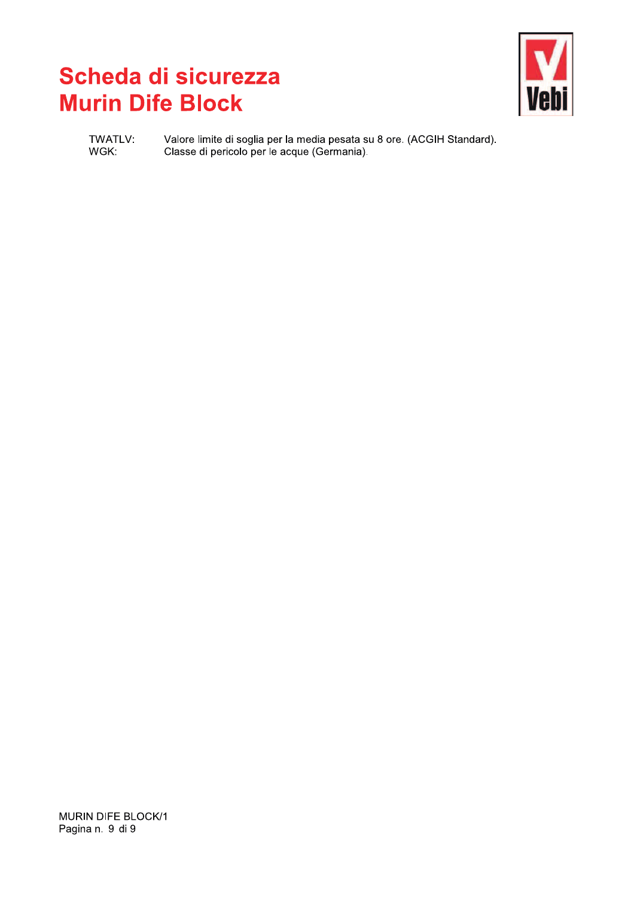TWATLV: Valore limite di soglia per la media pesata su 8 ore. (ACGIH Standard).
WGK: Classe di pericolo per le acque (Germania).